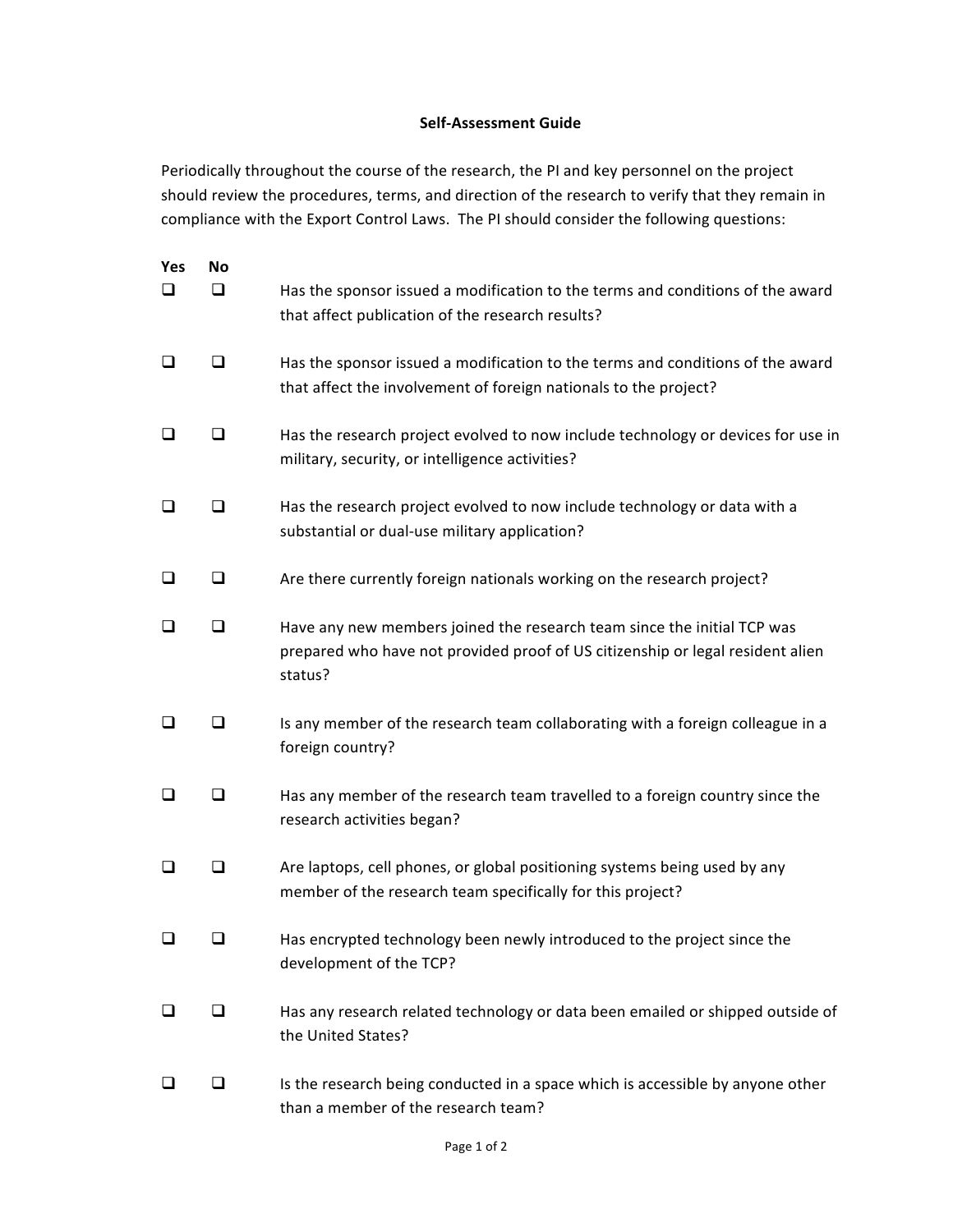## Self-Assessment Guide

Periodically throughout the course of the research, the PI and key personnel on the project should review the procedures, terms, and direction of the research to verify that they remain in compliance with the Export Control Laws. The PI should consider the following questions:

| Yes | No | |
|---|---|---|
| ☐ | ☐ | Has the sponsor issued a modification to the terms and conditions of the award that affect publication of the research results? |
| ☐ | ☐ | Has the sponsor issued a modification to the terms and conditions of the award that affect the involvement of foreign nationals to the project? |
| ☐ | ☐ | Has the research project evolved to now include technology or devices for use in military, security, or intelligence activities? |
| ☐ | ☐ | Has the research project evolved to now include technology or data with a substantial or dual-use military application? |
| ☐ | ☐ | Are there currently foreign nationals working on the research project? |
| ☐ | ☐ | Have any new members joined the research team since the initial TCP was prepared who have not provided proof of US citizenship or legal resident alien status? |
| ☐ | ☐ | Is any member of the research team collaborating with a foreign colleague in a foreign country? |
| ☐ | ☐ | Has any member of the research team travelled to a foreign country since the research activities began? |
| ☐ | ☐ | Are laptops, cell phones, or global positioning systems being used by any member of the research team specifically for this project? |
| ☐ | ☐ | Has encrypted technology been newly introduced to the project since the development of the TCP? |
| ☐ | ☐ | Has any research related technology or data been emailed or shipped outside of the United States? |
| ☐ | ☐ | Is the research being conducted in a space which is accessible by anyone other than a member of the research team? |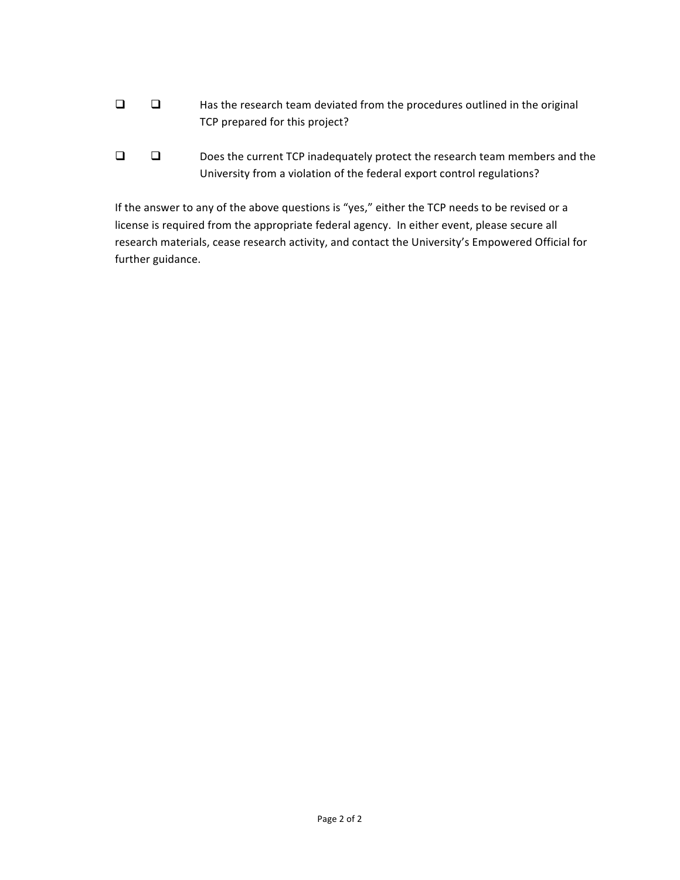| | | |
|---|---|---|
| ☐ | ☐ | Has the research team deviated from the procedures outlined in the original TCP prepared for this project? |
| ☐ | ☐ | Does the current TCP inadequately protect the research team members and the University from a violation of the federal export control regulations? |

If the answer to any of the above questions is "yes," either the TCP needs to be revised or a license is required from the appropriate federal agency. In either event, please secure all research materials, cease research activity, and contact the University's Empowered Official for further guidance.